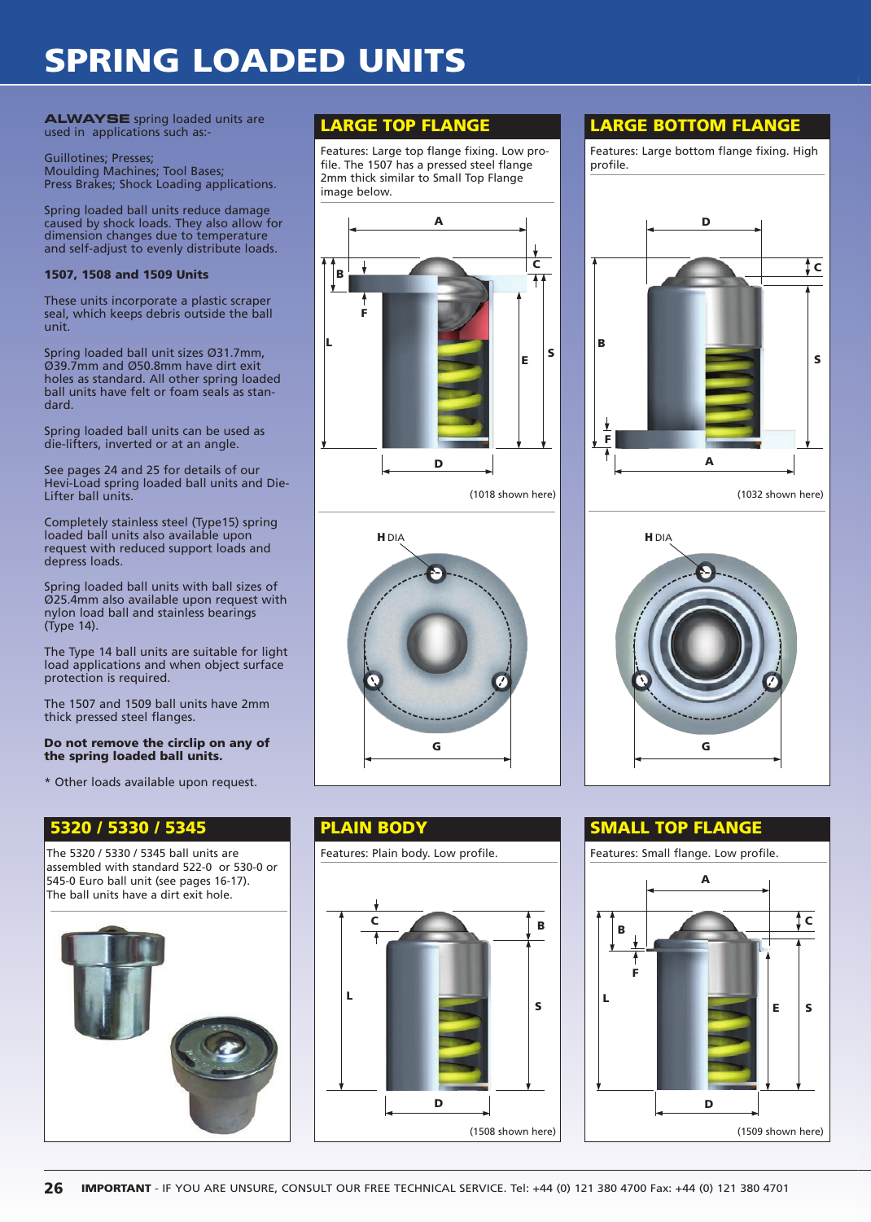# SPRING LOADED UNITS

**ALWAYSE** spring loaded units are used in applications such as:-

Guillotines; Presses;
Moulding Machines; Tool Bases;
Press Brakes; Shock Loading applications.

Spring loaded ball units reduce damage caused by shock loads. They also allow for dimension changes due to temperature and self-adjust to evenly distribute loads.

**1507, 1508 and 1509 Units**

These units incorporate a plastic scraper seal, which keeps debris outside the ball unit.

Spring loaded ball unit sizes Ø31.7mm, Ø39.7mm and Ø50.8mm have dirt exit holes as standard. All other spring loaded ball units have felt or foam seals as standard.

Spring loaded ball units can be used as die-lifters, inverted or at an angle.

See pages 24 and 25 for details of our Hevi-Load spring loaded ball units and Die-Lifter ball units.

Completely stainless steel (Type15) spring loaded ball units also available upon request with reduced support loads and depress loads.

Spring loaded ball units with ball sizes of Ø25.4mm also available upon request with nylon load ball and stainless bearings (Type 14).

The Type 14 ball units are suitable for light load applications and when object surface protection is required.

The 1507 and 1509 ball units have 2mm thick pressed steel flanges.

**Do not remove the circlip on any of the spring loaded ball units.**

\* Other loads available upon request.

## LARGE TOP FLANGE

Features: Large top flange fixing. Low profile. The 1507 has a pressed steel flange 2mm thick similar to Small Top Flange image below.

A, B, C, F, L, E, S, D

(1018 shown here)

H DIA

G

## LARGE BOTTOM FLANGE

Features: Large bottom flange fixing. High profile.

D, C, B, S, F, A

(1032 shown here)

H DIA

G

## 5320 / 5330 / 5345

The 5320 / 5330 / 5345 ball units are assembled with standard 522-0 or 530-0 or 545-0 Euro ball unit (see pages 16-17). The ball units have a dirt exit hole.

## PLAIN BODY

Features: Plain body. Low profile.

C, B, L, S, D

(1508 shown here)

## SMALL TOP FLANGE

Features: Small flange. Low profile.

A, B, C, F, L, E, S, D

(1509 shown here)

**IMPORTANT** - IF YOU ARE UNSURE, CONSULT OUR FREE TECHNICAL SERVICE. Tel: +44 (0) 121 380 4700 Fax: +44 (0) 121 380 4701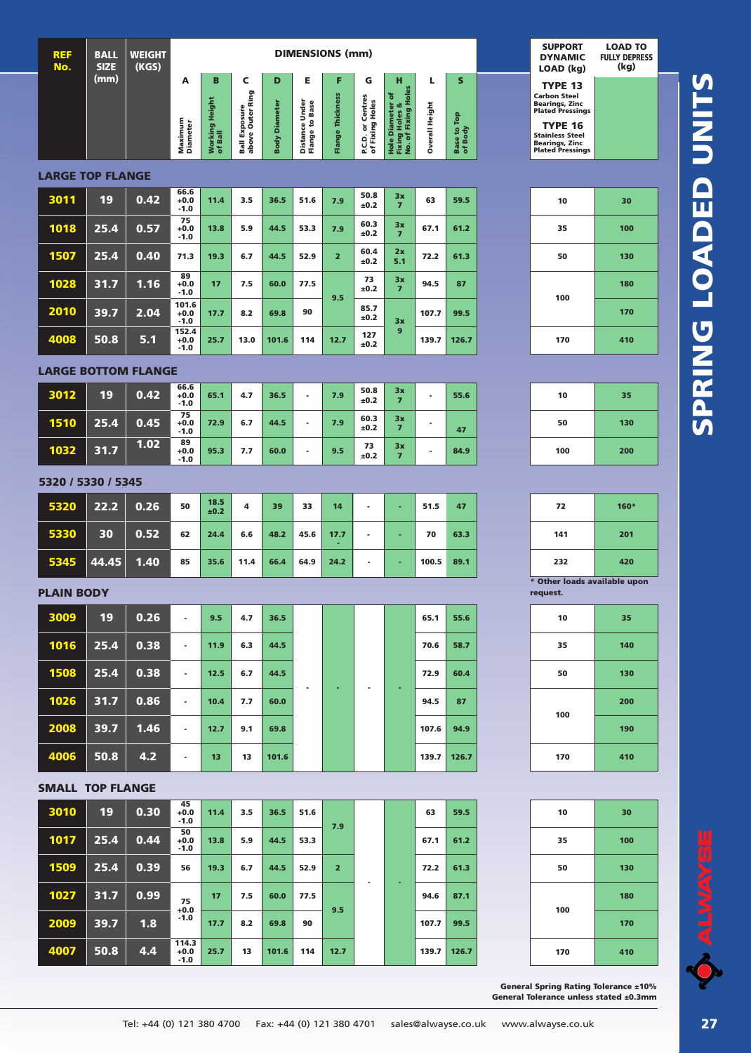# SPRING LOADED UNITS

| REF No. | BALL SIZE (mm) | WEIGHT (KGS) | DIMENSIONS (mm) A Maximum Diameter | B Working Height of Ball | C Ball Exposure above Outer Ring | D Body Diameter | E Distance Under Flange to Base | F Flange Thickness | G P.C.D. or Centres of Fixing Holes | H Hole Diameter of Fixing Holes & No. of Fixing Holes | L Overall Height | S Base to Top of Body | SUPPORT DYNAMIC LOAD (kg) | LOAD TO FULLY DEPRESS (kg) |
|---|---|---|---|---|---|---|---|---|---|---|---|---|---|---|
| **LARGE TOP FLANGE** | | | | | | | | | | | | | | |
| 3011 | 19 | 0.42 | 66.6 +0.0 -1.0 | 11.4 | 3.5 | 36.5 | 51.6 | 7.9 | 50.8 ±0.2 | 3x 7 | 63 | 59.5 | 10 | 30 |
| 1018 | 25.4 | 0.57 | 75 +0.0 -1.0 | 13.8 | 5.9 | 44.5 | 53.3 | 7.9 | 60.3 ±0.2 | 3x 7 | 67.1 | 61.2 | 35 | 100 |
| 1507 | 25.4 | 0.40 | 71.3 | 19.3 | 6.7 | 44.5 | 52.9 | 2 | 60.4 ±0.2 | 2x 5.1 | 72.2 | 61.3 | 50 | 130 |
| 1028 | 31.7 | 1.16 | 89 +0.0 -1.0 | 17 | 7.5 | 60.0 | 77.5 | 9.5 | 73 ±0.2 | 3x 7 | 94.5 | 87 | 100 | 180 |
| 2010 | 39.7 | 2.04 | 101.6 +0.0 -1.0 | 17.7 | 8.2 | 69.8 | 90 | 9.5 | 85.7 ±0.2 | 3x 9 | 107.7 | 99.5 | 100 | 170 |
| 4008 | 50.8 | 5.1 | 152.4 +0.0 -1.0 | 25.7 | 13.0 | 101.6 | 114 | 12.7 | 127 ±0.2 | 3x 9 | 139.7 | 126.7 | 170 | 410 |
| **LARGE BOTTOM FLANGE** | | | | | | | | | | | | | | |
| 3012 | 19 | 0.42 | 66.6 +0.0 -1.0 | 65.1 | 4.7 | 36.5 | - | 7.9 | 50.8 ±0.2 | 3x 7 | - | 55.6 | 10 | 35 |
| 1510 | 25.4 | 0.45 | 75 +0.0 -1.0 | 72.9 | 6.7 | 44.5 | - | 7.9 | 60.3 ±0.2 | 3x 7 | - | 47 | 50 | 130 |
| 1032 | 31.7 | 1.02 | 89 +0.0 -1.0 | 95.3 | 7.7 | 60.0 | - | 9.5 | 73 ±0.2 | 3x 7 | - | 84.9 | 100 | 200 |
| **5320 / 5330 / 5345** | | | | | | | | | | | | | | |
| 5320 | 22.2 | 0.26 | 50 | 18.5 ±0.2 | 4 | 39 | 33 | 14 | - | - | 51.5 | 47 | 72 | 160* |
| 5330 | 30 | 0.52 | 62 | 24.4 | 6.6 | 48.2 | 45.6 | 17.7 | - | - | 70 | 63.3 | 141 | 201 |
| 5345 | 44.45 | 1.40 | 85 | 35.6 | 11.4 | 66.4 | 64.9 | 24.2 | - | - | 100.5 | 89.1 | 232 | 420 |
| **PLAIN BODY** | | | | | | | | | | | | | | |
| 3009 | 19 | 0.26 | - | 9.5 | 4.7 | 36.5 | - | - | - | - | 65.1 | 55.6 | 10 | 35 |
| 1016 | 25.4 | 0.38 | - | 11.9 | 6.3 | 44.5 | - | - | - | - | 70.6 | 58.7 | 35 | 140 |
| 1508 | 25.4 | 0.38 | - | 12.5 | 6.7 | 44.5 | - | - | - | - | 72.9 | 60.4 | 50 | 130 |
| 1026 | 31.7 | 0.86 | - | 10.4 | 7.7 | 60.0 | - | - | - | - | 94.5 | 87 | 100 | 200 |
| 2008 | 39.7 | 1.46 | - | 12.7 | 9.1 | 69.8 | - | - | - | - | 107.6 | 94.9 | 100 | 190 |
| 4006 | 50.8 | 4.2 | - | 13 | 13 | 101.6 | - | - | - | - | 139.7 | 126.7 | 170 | 410 |
| **SMALL TOP FLANGE** | | | | | | | | | | | | | | |
| 3010 | 19 | 0.30 | 45 +0.0 -1.0 | 11.4 | 3.5 | 36.5 | 51.6 | 7.9 | - | - | 63 | 59.5 | 10 | 30 |
| 1017 | 25.4 | 0.44 | 50 +0.0 -1.0 | 13.8 | 5.9 | 44.5 | 53.3 | 7.9 | - | - | 67.1 | 61.2 | 35 | 100 |
| 1509 | 25.4 | 0.39 | 56 | 19.3 | 6.7 | 44.5 | 52.9 | 2 | - | - | 72.2 | 61.3 | 50 | 130 |
| 1027 | 31.7 | 0.99 | 75 +0.0 -1.0 | 17 | 7.5 | 60.0 | 77.5 | 9.5 | - | - | 94.6 | 87.1 | 100 | 180 |
| 2009 | 39.7 | 1.8 | 75 +0.0 -1.0 | 17.7 | 8.2 | 69.8 | 90 | 9.5 | - | - | 107.7 | 99.5 | 100 | 170 |
| 4007 | 50.8 | 4.4 | 114.3 +0.0 -1.0 | 25.7 | 13 | 101.6 | 114 | 12.7 | - | - | 139.7 | 126.7 | 170 | 410 |

**TYPE 13** Carbon Steel Bearings, Zinc Plated Pressings

**TYPE 16** Stainless Steel Bearings, Zinc Plated Pressings

\* Other loads available upon request.

General Spring Rating Tolerance ±10%
General Tolerance unless stated ±0.3mm

ALWAYSE

Tel: +44 (0) 121 380 4700 Fax: +44 (0) 121 380 4701 sales@alwayse.co.uk www.alwayse.co.uk